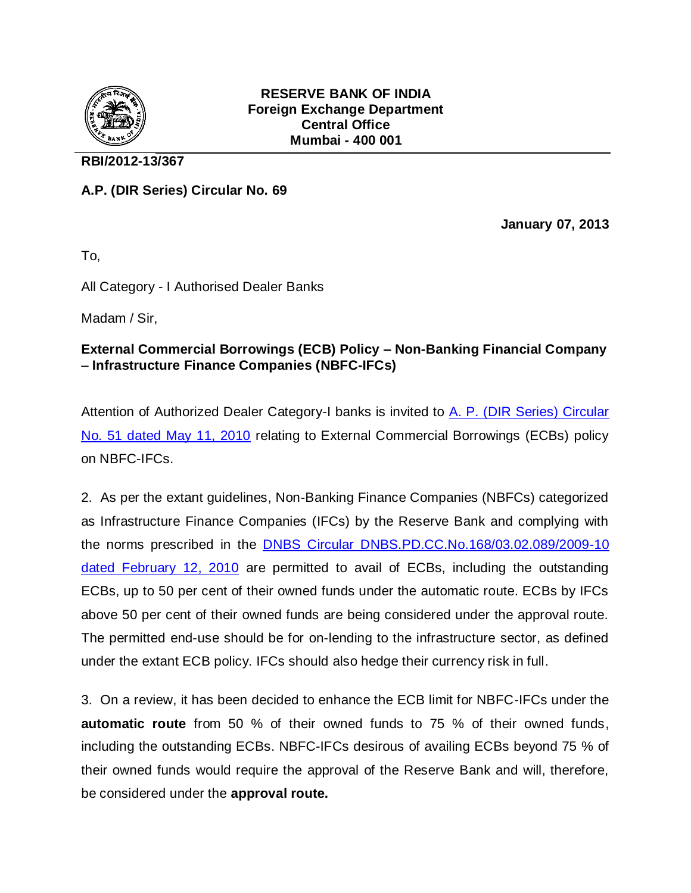**RESERVE BANK OF INDIA**
**Foreign Exchange Department**
**Central Office**
**Mumbai - 400 001**

**RBI/2012-13/367**

**A.P. (DIR Series) Circular No. 69**

**January 07, 2013**

To,

All Category - I Authorised Dealer Banks

Madam / Sir,

**External Commercial Borrowings (ECB) Policy – Non-Banking Financial Company – Infrastructure Finance Companies (NBFC-IFCs)**

Attention of Authorized Dealer Category-I banks is invited to A. P. (DIR Series) Circular No. 51 dated May 11, 2010 relating to External Commercial Borrowings (ECBs) policy on NBFC-IFCs.

2. As per the extant guidelines, Non-Banking Finance Companies (NBFCs) categorized as Infrastructure Finance Companies (IFCs) by the Reserve Bank and complying with the norms prescribed in the DNBS Circular DNBS.PD.CC.No.168/03.02.089/2009-10 dated February 12, 2010 are permitted to avail of ECBs, including the outstanding ECBs, up to 50 per cent of their owned funds under the automatic route. ECBs by IFCs above 50 per cent of their owned funds are being considered under the approval route. The permitted end-use should be for on-lending to the infrastructure sector, as defined under the extant ECB policy. IFCs should also hedge their currency risk in full.

3. On a review, it has been decided to enhance the ECB limit for NBFC-IFCs under the **automatic route** from 50 % of their owned funds to 75 % of their owned funds, including the outstanding ECBs. NBFC-IFCs desirous of availing ECBs beyond 75 % of their owned funds would require the approval of the Reserve Bank and will, therefore, be considered under the **approval route.**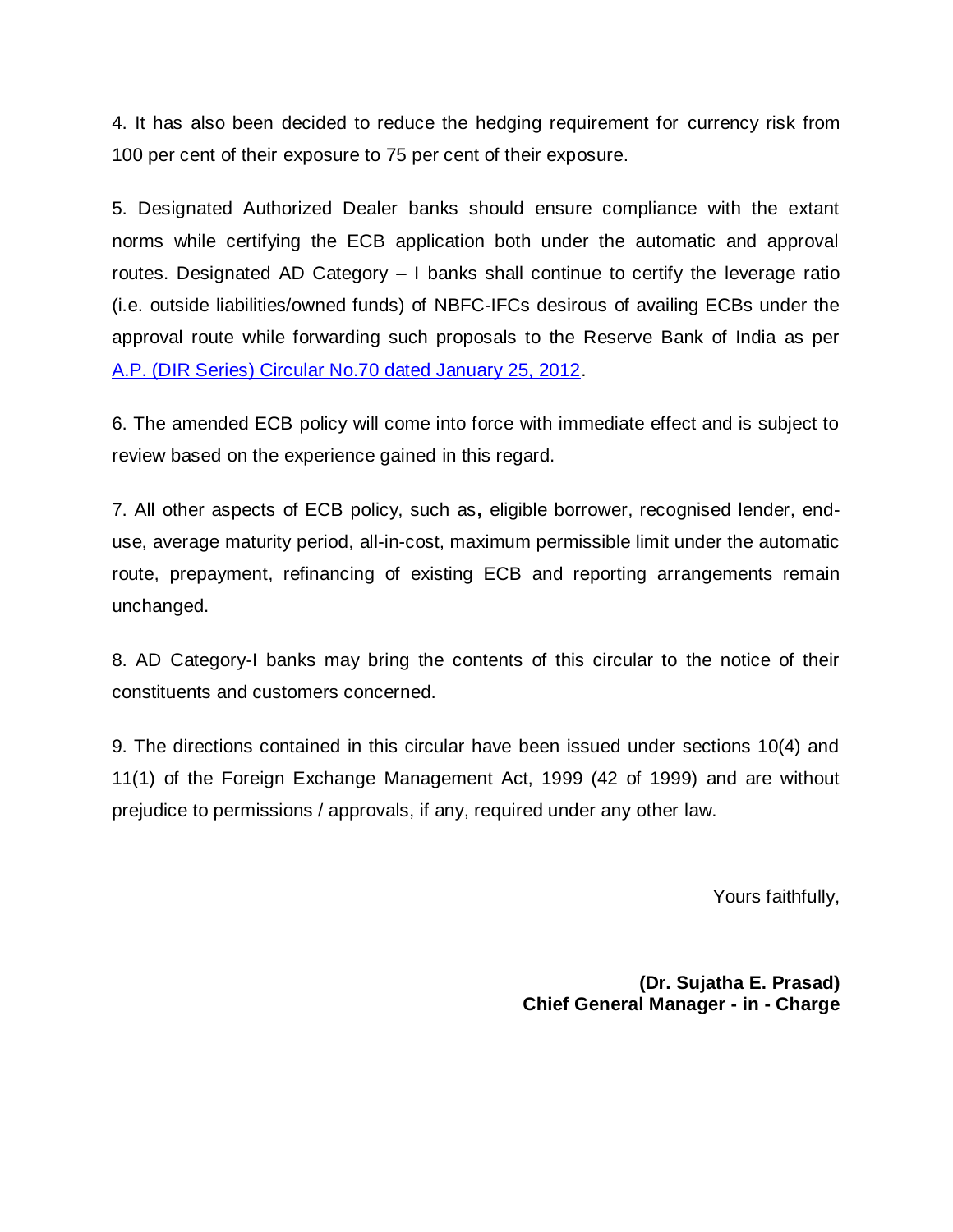4. It has also been decided to reduce the hedging requirement for currency risk from 100 per cent of their exposure to 75 per cent of their exposure.

5. Designated Authorized Dealer banks should ensure compliance with the extant norms while certifying the ECB application both under the automatic and approval routes. Designated AD Category – I banks shall continue to certify the leverage ratio (i.e. outside liabilities/owned funds) of NBFC-IFCs desirous of availing ECBs under the approval route while forwarding such proposals to the Reserve Bank of India as per A.P. (DIR Series) Circular No.70 dated January 25, 2012.

6. The amended ECB policy will come into force with immediate effect and is subject to review based on the experience gained in this regard.

7. All other aspects of ECB policy, such as**,** eligible borrower, recognised lender, end-use, average maturity period, all-in-cost, maximum permissible limit under the automatic route, prepayment, refinancing of existing ECB and reporting arrangements remain unchanged.

8. AD Category-I banks may bring the contents of this circular to the notice of their constituents and customers concerned.

9. The directions contained in this circular have been issued under sections 10(4) and 11(1) of the Foreign Exchange Management Act, 1999 (42 of 1999) and are without prejudice to permissions / approvals, if any, required under any other law.

Yours faithfully,

**(Dr. Sujatha E. Prasad)**
**Chief General Manager - in - Charge**